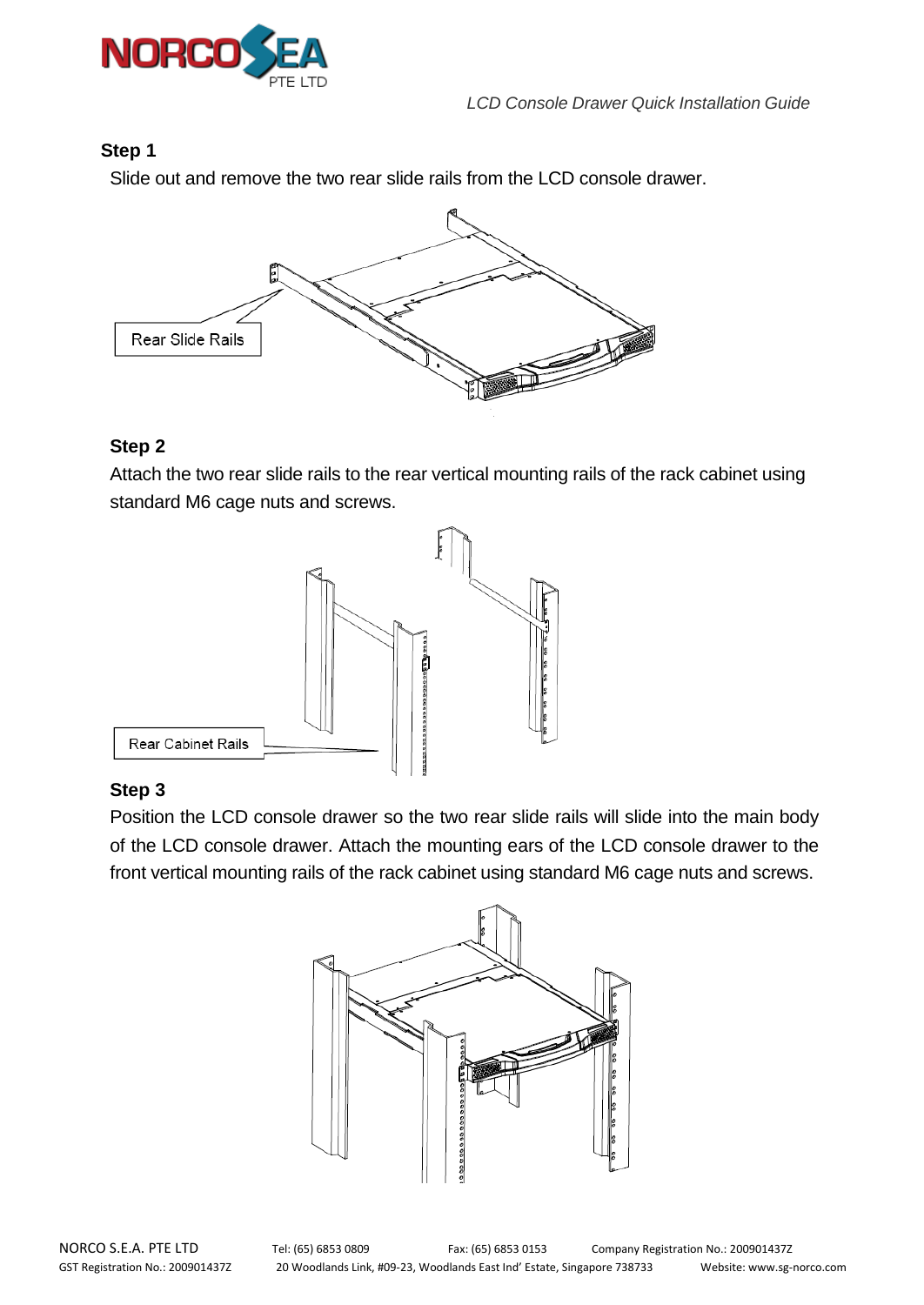*LCD Console Drawer Quick Installation Guide*

## Step 1

Slide out and remove the two rear slide rails from the LCD console drawer.

Rear Slide Rails

## Step 2

Attach the two rear slide rails to the rear vertical mounting rails of the rack cabinet using standard M6 cage nuts and screws.

Rear Cabinet Rails

## Step 3

Position the LCD console drawer so the two rear slide rails will slide into the main body of the LCD console drawer. Attach the mounting ears of the LCD console drawer to the front vertical mounting rails of the rack cabinet using standard M6 cage nuts and screws.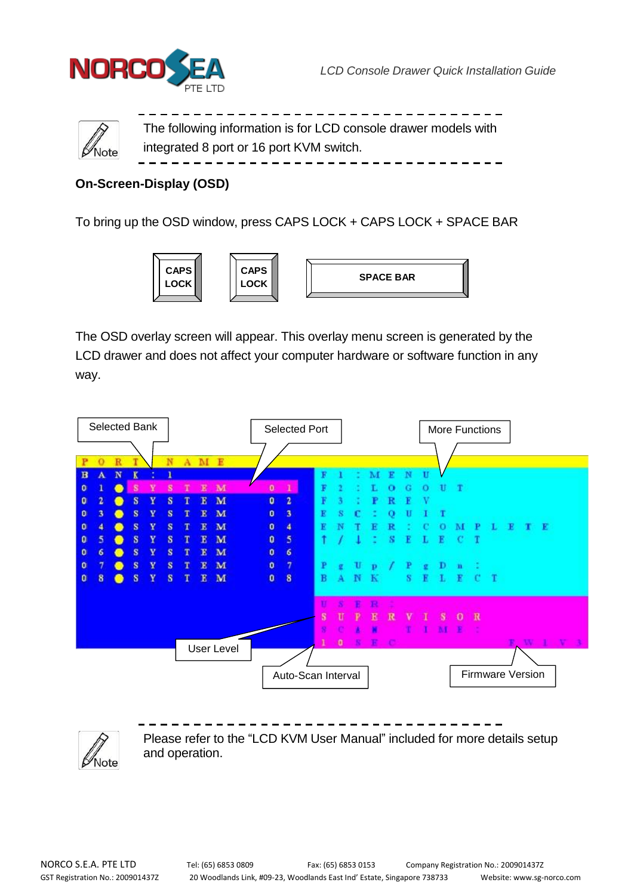Note

The following information is for LCD console drawer models with integrated 8 port or 16 port KVM switch.

**On-Screen-Display (OSD)**

To bring up the OSD window, press CAPS LOCK + CAPS LOCK + SPACE BAR

CAPS LOCK

CAPS LOCK

SPACE BAR

The OSD overlay screen will appear. This overlay menu screen is generated by the LCD drawer and does not affect your computer hardware or software function in any way.

Selected Bank

Selected Port

More Functions

PORT NAME

BANK : 1

01 SYSTEM 01

02 SYSTEM 02

03 SYSTEM 03

04 SYSTEM 04

05 SYSTEM 05

06 SYSTEM 06

07 SYSTEM 07

08 SYSTEM 08

F1 : MENU

F2 : LOGOUT

F3 : PREV

ESC : QUIT

ENTER : COMPLETE

↑ / ↓ : SELECT

PgUp / PgDn :

BANK SELECT

USER :

SUPERVISOR

SCAN TIME :

10 SEC

FW1V3

User Level

Auto-Scan Interval

Firmware Version

Note

Please refer to the “LCD KVM User Manual” included for more details setup and operation.